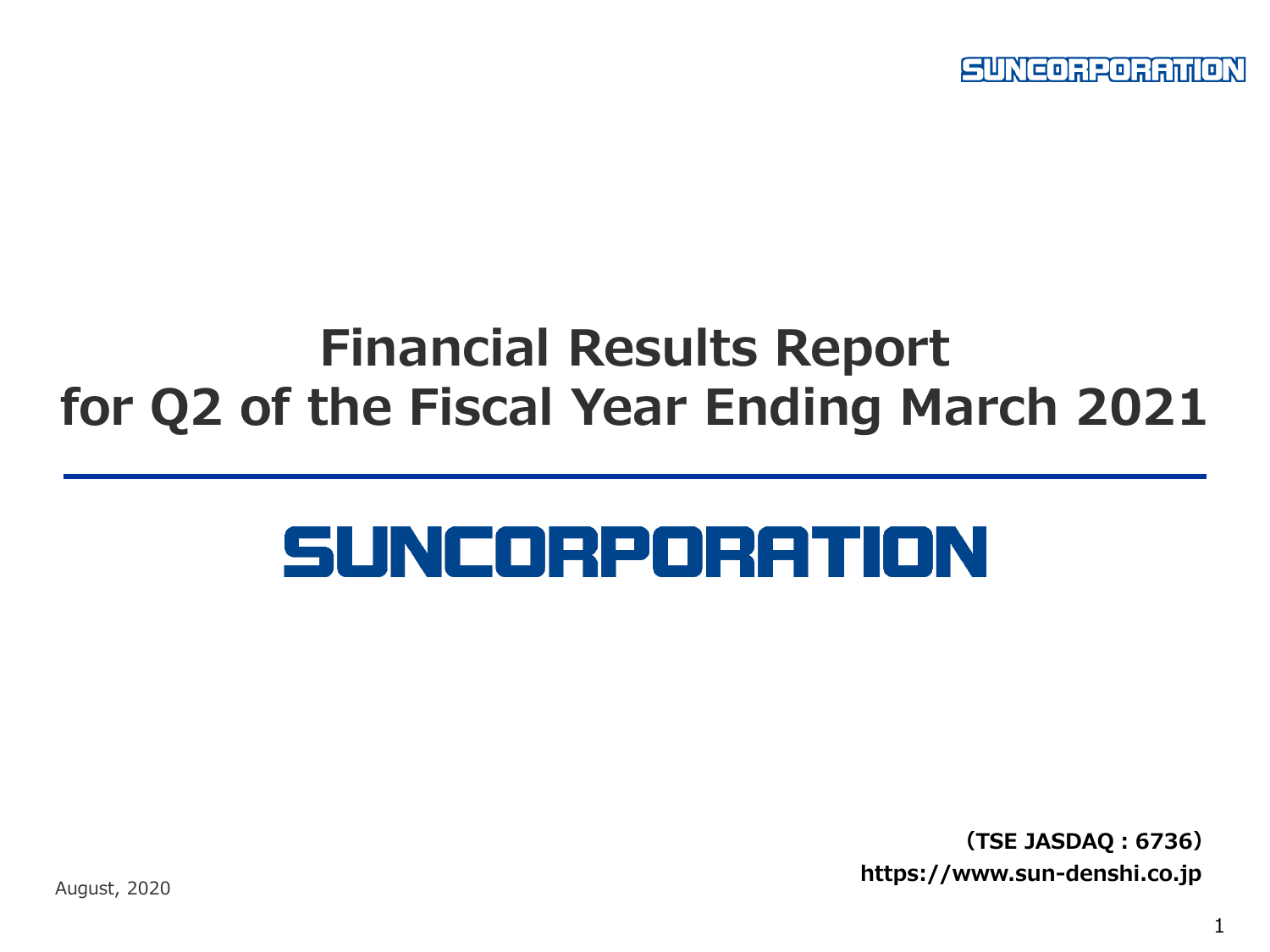SUNCORPORATION

# Financial Results Report
# for Q2 of the Fiscal Year Ending March 2021

SUNCORPORATION

**（TSE JASDAQ : 6736）**
**https://www.sun-denshi.co.jp**

August, 2020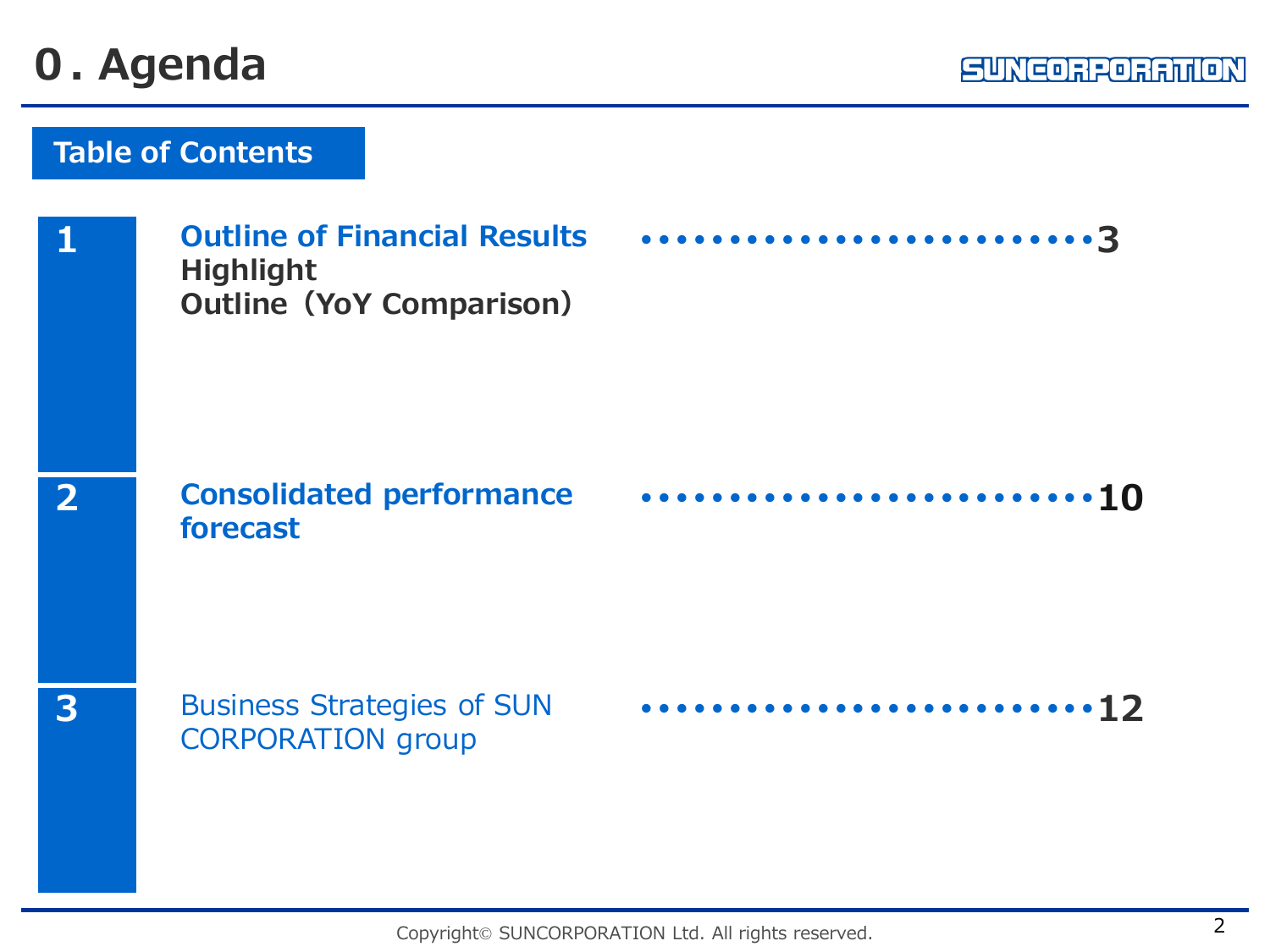# 0. Agenda

## Table of Contents

| No. | Section | Page |
| --- | --- | --- |
| 1 | **Outline of Financial Results**<br>**Highlight**<br>**Outline（YoY Comparison）** | 3 |
| 2 | **Consolidated performance forecast** | 10 |
| 3 | Business Strategies of SUN CORPORATION group | 12 |

Copyright© SUNCORPORATION Ltd. All rights reserved.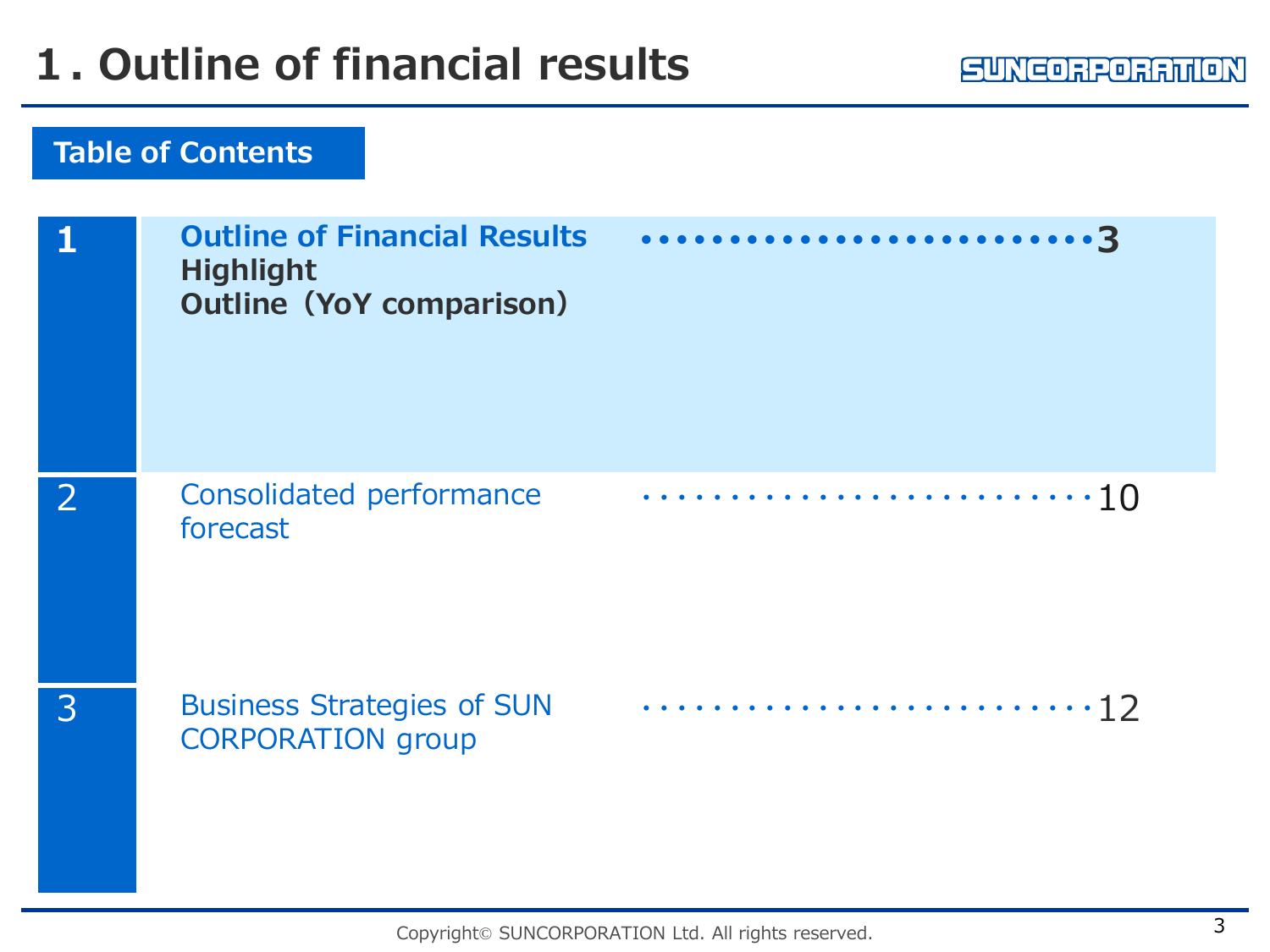# 1. Outline of financial results

## Table of Contents

| | | |
|---|---|---|
| 1 | **Outline of Financial Results**<br>**Highlight**<br>**Outline（YoY comparison）** | **3** |
| 2 | Consolidated performance forecast | 10 |
| 3 | Business Strategies of SUN CORPORATION group | 12 |

Copyright© SUNCORPORATION Ltd. All rights reserved.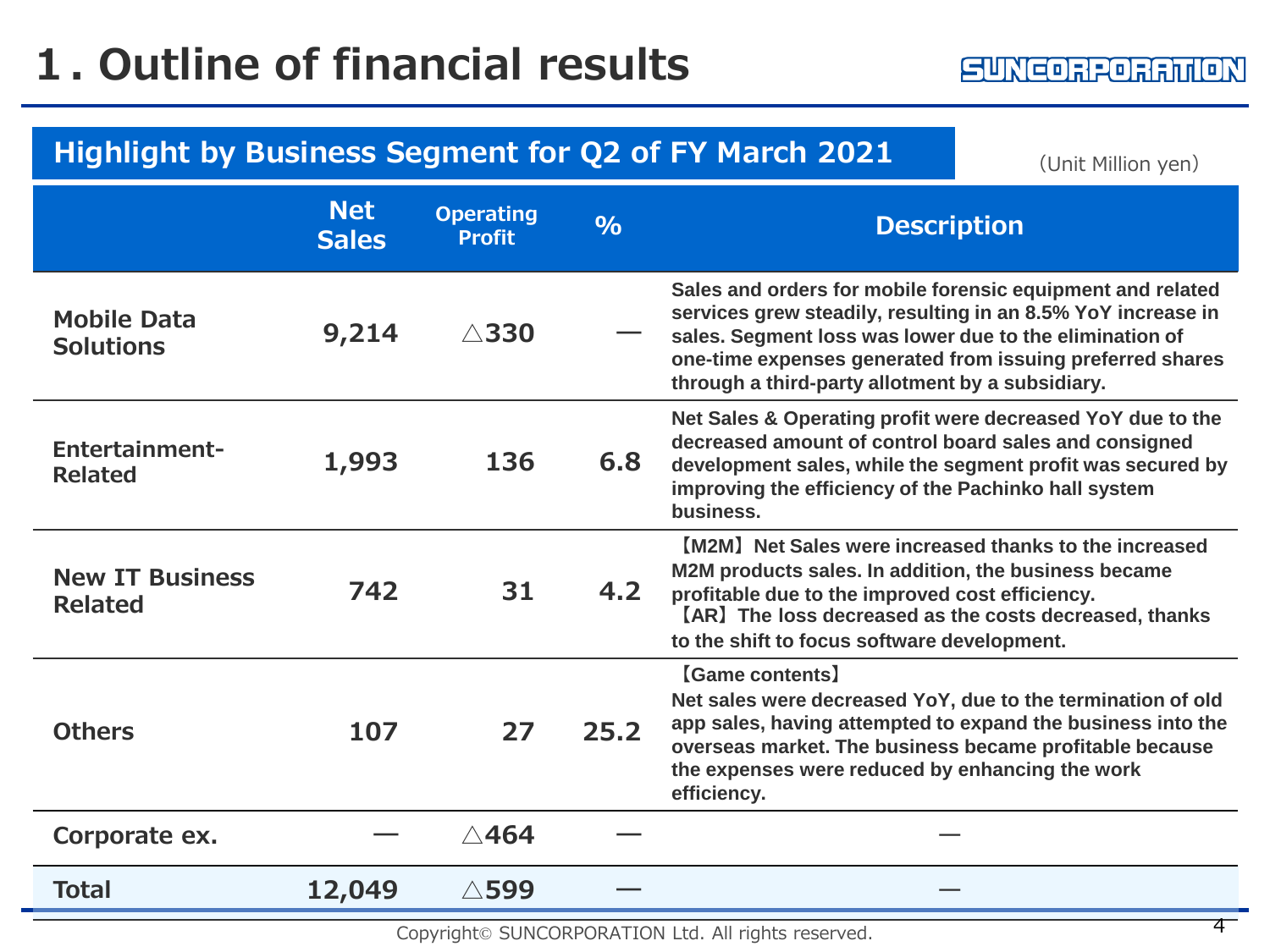# 1. Outline of financial results

## Highlight by Business Segment for Q2 of FY March 2021

(Unit Million yen)

| | Net Sales | Operating Profit | % | Description |
|---|---|---|---|---|
| **Mobile Data Solutions** | 9,214 | △330 | ― | Sales and orders for mobile forensic equipment and related services grew steadily, resulting in an 8.5% YoY increase in sales. Segment loss was lower due to the elimination of one-time expenses generated from issuing preferred shares through a third-party allotment by a subsidiary. |
| **Entertainment-Related** | 1,993 | 136 | 6.8 | Net Sales & Operating profit were decreased YoY due to the decreased amount of control board sales and consigned development sales, while the segment profit was secured by improving the efficiency of the Pachinko hall system business. |
| **New IT Business Related** | 742 | 31 | 4.2 | 【M2M】Net Sales were increased thanks to the increased M2M products sales. In addition, the business became profitable due to the improved cost efficiency. 【AR】The loss decreased as the costs decreased, thanks to the shift to focus software development. |
| **Others** | 107 | 27 | 25.2 | 【Game contents】 Net sales were decreased YoY, due to the termination of old app sales, having attempted to expand the business into the overseas market. The business became profitable because the expenses were reduced by enhancing the work efficiency. |
| **Corporate ex.** | ― | △464 | ― | ― |
| **Total** | 12,049 | △599 | ― | ― |

Copyright© SUNCORPORATION Ltd. All rights reserved.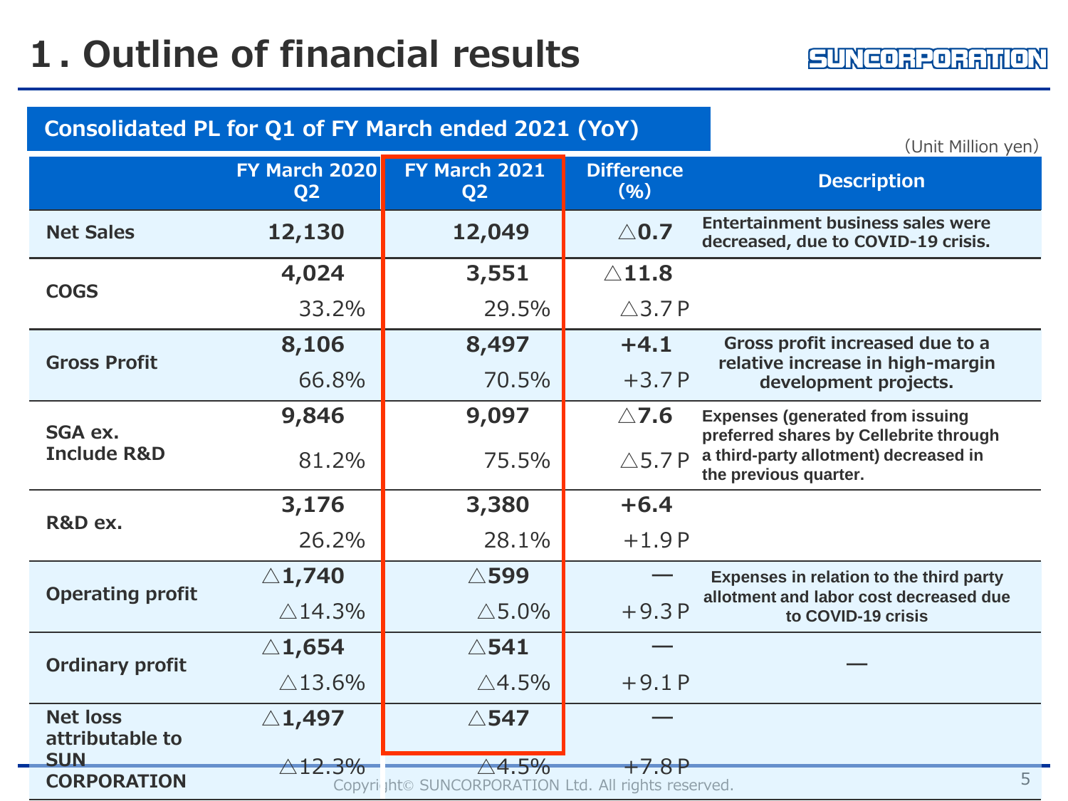# 1. Outline of financial results

## Consolidated PL for Q1 of FY March ended 2021 (YoY)

(Unit Million yen)

| | FY March 2020 Q2 | FY March 2021 Q2 | Difference (%) | Description |
|---|---|---|---|---|
| Net Sales | 12,130 | 12,049 | △0.7 | Entertainment business sales were decreased, due to COVID-19 crisis. |
| COGS | 4,024<br>33.2% | 3,551<br>29.5% | △11.8<br>△3.7 P | |
| Gross Profit | 8,106<br>66.8% | 8,497<br>70.5% | +4.1<br>+3.7 P | Gross profit increased due to a relative increase in high-margin development projects. |
| SGA ex. Include R&D | 9,846<br>81.2% | 9,097<br>75.5% | △7.6<br>△5.7 P | Expenses (generated from issuing preferred shares by Cellebrite through a third-party allotment) decreased in the previous quarter. |
| R&D ex. | 3,176<br>26.2% | 3,380<br>28.1% | +6.4<br>+1.9 P | |
| Operating profit | △1,740<br>△14.3% | △599<br>△5.0% | —<br>+9.3 P | Expenses in relation to the third party allotment and labor cost decreased due to COVID-19 crisis |
| Ordinary profit | △1,654<br>△13.6% | △541<br>△4.5% | —<br>+9.1 P | — |
| Net loss attributable to SUN CORPORATION | △1,497<br>△12.3% | △547<br>△4.5% | —<br>+7.8 P | |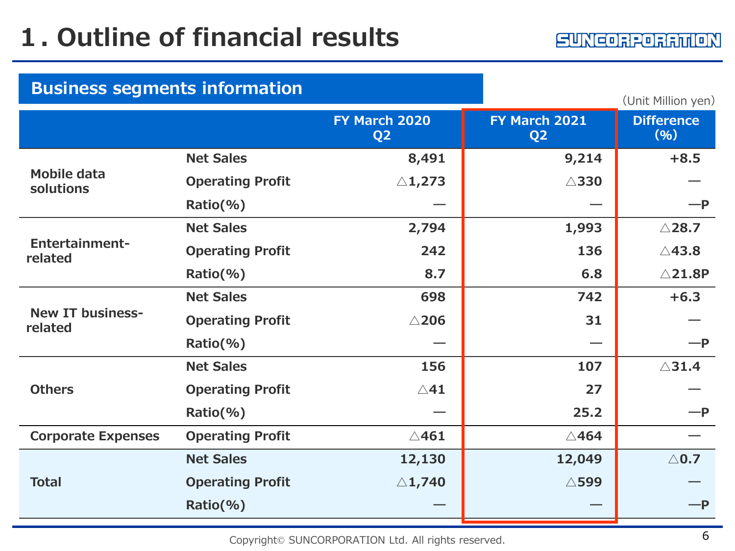# 1. Outline of financial results

## Business segments information

(Unit Million yen)

| | | FY March 2020 Q2 | FY March 2021 Q2 | Difference (%) |
|---|---|---|---|---|
| Mobile data solutions | Net Sales | 8,491 | 9,214 | +8.5 |
| | Operating Profit | △1,273 | △330 | — |
| | Ratio(%) | — | — | —P |
| Entertainment-related | Net Sales | 2,794 | 1,993 | △28.7 |
| | Operating Profit | 242 | 136 | △43.8 |
| | Ratio(%) | 8.7 | 6.8 | △21.8P |
| New IT business-related | Net Sales | 698 | 742 | +6.3 |
| | Operating Profit | △206 | 31 | — |
| | Ratio(%) | — | — | —P |
| Others | Net Sales | 156 | 107 | △31.4 |
| | Operating Profit | △41 | 27 | — |
| | Ratio(%) | — | 25.2 | —P |
| Corporate Expenses | Operating Profit | △461 | △464 | — |
| Total | Net Sales | 12,130 | 12,049 | △0.7 |
| | Operating Profit | △1,740 | △599 | — |
| | Ratio(%) | — | — | —P |

Copyright© SUNCORPORATION Ltd. All rights reserved.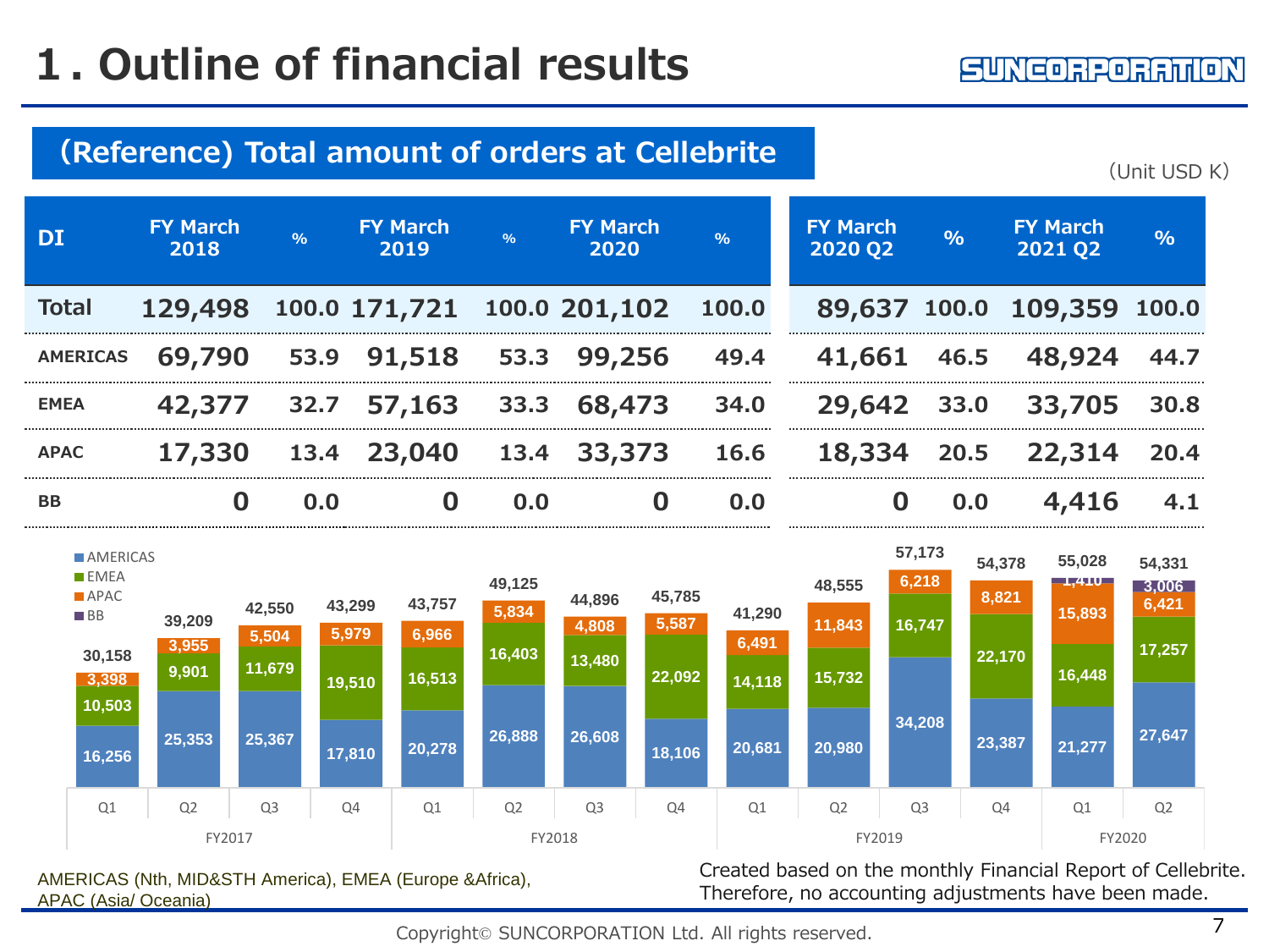# 1. Outline of financial results

## (Reference) Total amount of orders at Cellebrite

(Unit USD K)

| DI | FY March 2018 | % | FY March 2019 | % | FY March 2020 | % | FY March 2020 Q2 | % | FY March 2021 Q2 | % |
|---|---|---|---|---|---|---|---|---|---|---|
| Total | 129,498 | 100.0 | 171,721 | 100.0 | 201,102 | 100.0 | 89,637 | 100.0 | 109,359 | 100.0 |
| AMERICAS | 69,790 | 53.9 | 91,518 | 53.3 | 99,256 | 49.4 | 41,661 | 46.5 | 48,924 | 44.7 |
| EMEA | 42,377 | 32.7 | 57,163 | 33.3 | 68,473 | 34.0 | 29,642 | 33.0 | 33,705 | 30.8 |
| APAC | 17,330 | 13.4 | 23,040 | 13.4 | 33,373 | 16.6 | 18,334 | 20.5 | 22,314 | 20.4 |
| BB | 0 | 0.0 | 0 | 0.0 | 0 | 0.0 | 0 | 0.0 | 4,416 | 4.1 |

| Fiscal year | Quarter | AMERICAS | EMEA | APAC | BB | Total |
|---|---|---|---|---|---|---|
| FY2017 | Q1 | 16,256 | 10,503 | 3,398 | | 30,158 |
| | Q2 | 25,353 | 9,901 | 3,955 | | 39,209 |
| | Q3 | 25,367 | 11,679 | 5,504 | | 42,550 |
| | Q4 | 17,810 | 19,510 | 5,979 | | 43,299 |
| FY2018 | Q1 | 20,278 | 16,513 | 6,966 | | 43,757 |
| | Q2 | 26,888 | 16,403 | 5,834 | | 49,125 |
| | Q3 | 26,608 | 13,480 | 4,808 | | 44,896 |
| | Q4 | 18,106 | 22,092 | 5,587 | | 45,785 |
| FY2019 | Q1 | 20,681 | 14,118 | 6,491 | | 41,290 |
| | Q2 | 20,980 | 15,732 | 11,843 | | 48,555 |
| | Q3 | 34,208 | 16,747 | 6,218 | | 57,173 |
| | Q4 | 23,387 | 22,170 | 8,821 | | 54,378 |
| FY2020 | Q1 | 21,277 | 16,448 | 15,893 | 1,410 | 55,028 |
| | Q2 | 27,647 | 17,257 | 6,421 | 3,006 | 54,331 |

AMERICAS (Nth, MID&STH America), EMEA (Europe &Africa), APAC (Asia/ Oceania)

Created based on the monthly Financial Report of Cellebrite. Therefore, no accounting adjustments have been made.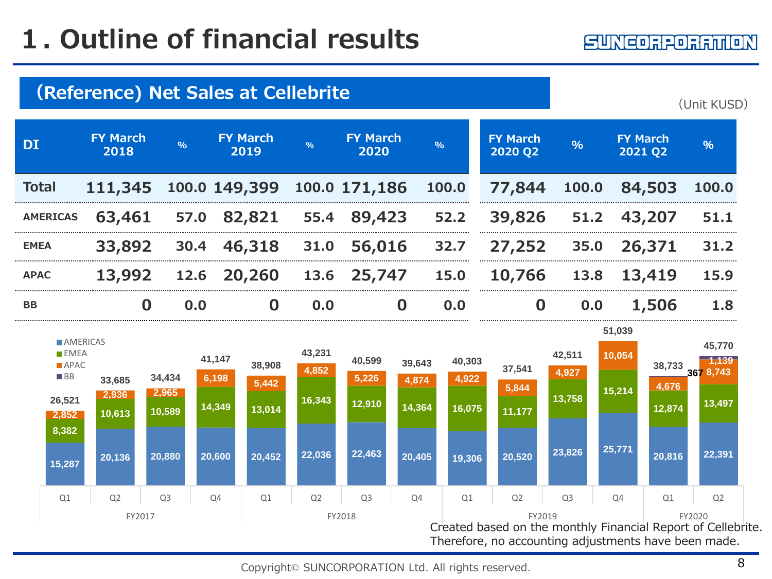# 1. Outline of financial results

## (Reference) Net Sales at Cellebrite

(Unit KUSD)

| DI | FY March 2018 | % | FY March 2019 | % | FY March 2020 | % | FY March 2020 Q2 | % | FY March 2021 Q2 | % |
|---|---|---|---|---|---|---|---|---|---|---|
| **Total** | **111,345** | **100.0** | **149,399** | **100.0** | **171,186** | **100.0** | **77,844** | **100.0** | **84,503** | **100.0** |
| AMERICAS | 63,461 | 57.0 | 82,821 | 55.4 | 89,423 | 52.2 | 39,826 | 51.2 | 43,207 | 51.1 |
| EMEA | 33,892 | 30.4 | 46,318 | 31.0 | 56,016 | 32.7 | 27,252 | 35.0 | 26,371 | 31.2 |
| APAC | 13,992 | 12.6 | 20,260 | 13.6 | 25,747 | 15.0 | 10,766 | 13.8 | 13,419 | 15.9 |
| BB | 0 | 0.0 | 0 | 0.0 | 0 | 0.0 | 0 | 0.0 | 1,506 | 1.8 |

| Fiscal year | Quarter | AMERICAS | EMEA | APAC | BB | Total |
|---|---|---|---|---|---|---|
| FY2017 | Q1 | 15,287 | 8,382 | 2,852 | | 26,521 |
| | Q2 | 20,136 | 10,613 | 2,936 | | 33,685 |
| | Q3 | 20,880 | 10,589 | 2,965 | | 34,434 |
| | Q4 | 20,600 | 14,349 | 6,198 | | 41,147 |
| FY2018 | Q1 | 20,452 | 13,014 | 5,442 | | 38,908 |
| | Q2 | 22,036 | 16,343 | 4,852 | | 43,231 |
| | Q3 | 22,463 | 12,910 | 5,226 | | 40,599 |
| | Q4 | 20,405 | 14,364 | 4,874 | | 39,643 |
| FY2019 | Q1 | 19,306 | 16,075 | 4,922 | | 40,303 |
| | Q2 | 20,520 | 11,177 | 5,844 | | 37,541 |
| | Q3 | 23,826 | 13,758 | 4,927 | | 42,511 |
| | Q4 | 25,771 | 15,214 | 10,054 | | 51,039 |
| FY2020 | Q1 | 20,816 | 12,874 | 4,676 | 367 | 38,733 |
| | Q2 | 22,391 | 13,497 | 8,743 | 1,139 | 45,770 |

Created based on the monthly Financial Report of Cellebrite. Therefore, no accounting adjustments have been made.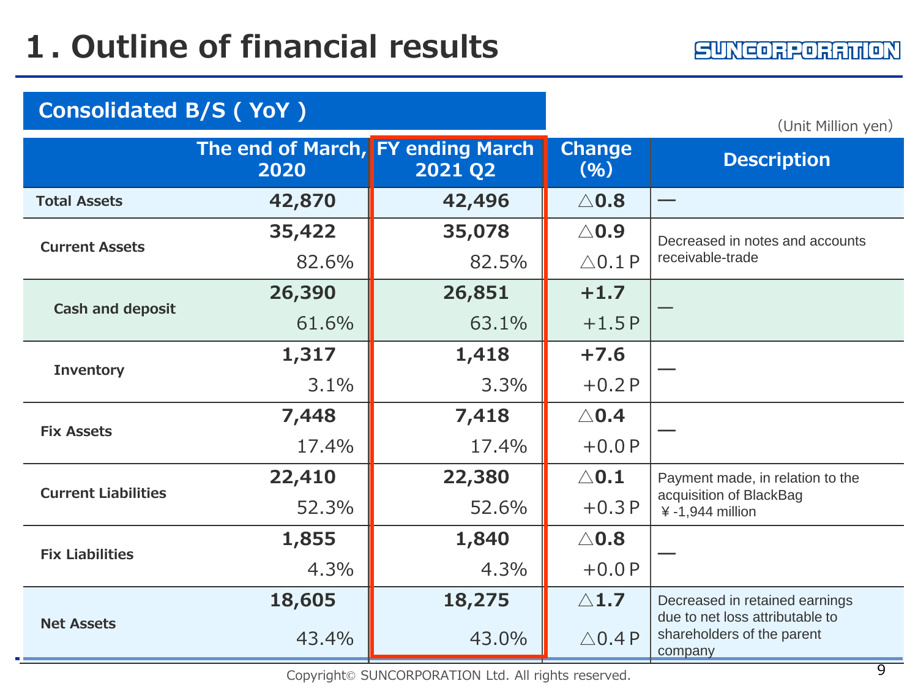# 1. Outline of financial results

## Consolidated B/S ( YoY )

(Unit Million yen)

| | The end of March, 2020 | FY ending March 2021 Q2 | Change (%) | Description |
|---|---|---|---|---|
| **Total Assets** | **42,870** | **42,496** | **△0.8** | — |
| **Current Assets** | **35,422** | **35,078** | **△0.9** | Decreased in notes and accounts receivable-trade |
| | 82.6% | 82.5% | △0.1 P | |
| **Cash and deposit** | **26,390** | **26,851** | **+1.7** | — |
| | 61.6% | 63.1% | +1.5 P | |
| **Inventory** | **1,317** | **1,418** | **+7.6** | — |
| | 3.1% | 3.3% | +0.2 P | |
| **Fix Assets** | **7,448** | **7,418** | **△0.4** | — |
| | 17.4% | 17.4% | +0.0 P | |
| **Current Liabilities** | **22,410** | **22,380** | **△0.1** | Payment made, in relation to the acquisition of BlackBag ￥-1,944 million |
| | 52.3% | 52.6% | +0.3 P | |
| **Fix Liabilities** | **1,855** | **1,840** | **△0.8** | — |
| | 4.3% | 4.3% | +0.0 P | |
| **Net Assets** | **18,605** | **18,275** | **△1.7** | Decreased in retained earnings due to net loss attributable to shareholders of the parent company |
| | 43.4% | 43.0% | △0.4 P | |

Copyright© SUNCORPORATION Ltd. All rights reserved.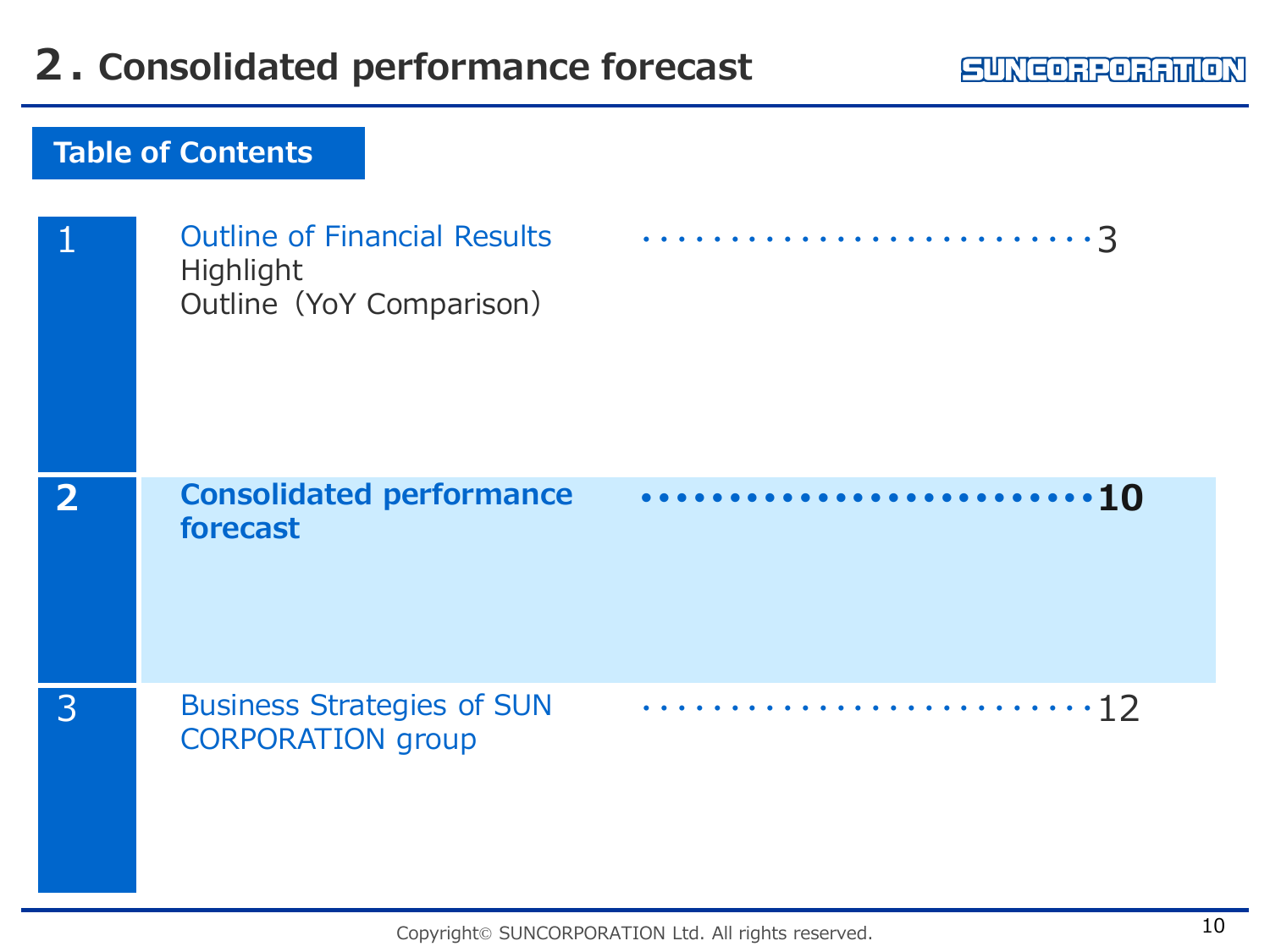# 2. Consolidated performance forecast

SUNCORPORATION

## Table of Contents

| | | |
|---|---|---|
| 1 | Outline of Financial Results<br>Highlight<br>Outline（YoY Comparison） | ・・・・・・・・・・・・・・・・・・・・・・・・3 |
| **2** | **Consolidated performance forecast** | **・・・・・・・・・・・・・・・・・・・・・・・・10** |
| 3 | Business Strategies of SUN CORPORATION group | ・・・・・・・・・・・・・・・・・・・・・・・・12 |

Copyright© SUNCORPORATION Ltd. All rights reserved.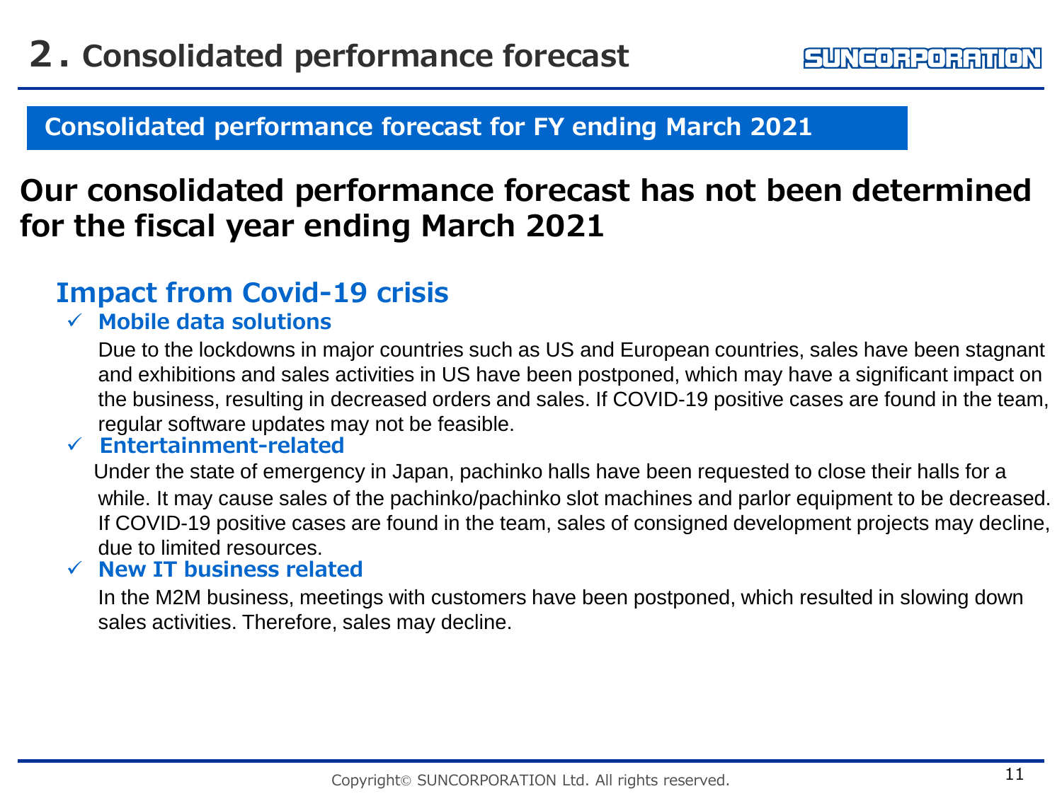# 2. Consolidated performance forecast

## Consolidated performance forecast for FY ending March 2021

**Our consolidated performance forecast has not been determined for the fiscal year ending March 2021**

### Impact from Covid-19 crisis

- **Mobile data solutions**

  Due to the lockdowns in major countries such as US and European countries, sales have been stagnant and exhibitions and sales activities in US have been postponed, which may have a significant impact on the business, resulting in decreased orders and sales. If COVID-19 positive cases are found in the team, regular software updates may not be feasible.

- **Entertainment-related**

  Under the state of emergency in Japan, pachinko halls have been requested to close their halls for a while. It may cause sales of the pachinko/pachinko slot machines and parlor equipment to be decreased. If COVID-19 positive cases are found in the team, sales of consigned development projects may decline, due to limited resources.

- **New IT business related**

  In the M2M business, meetings with customers have been postponed, which resulted in slowing down sales activities. Therefore, sales may decline.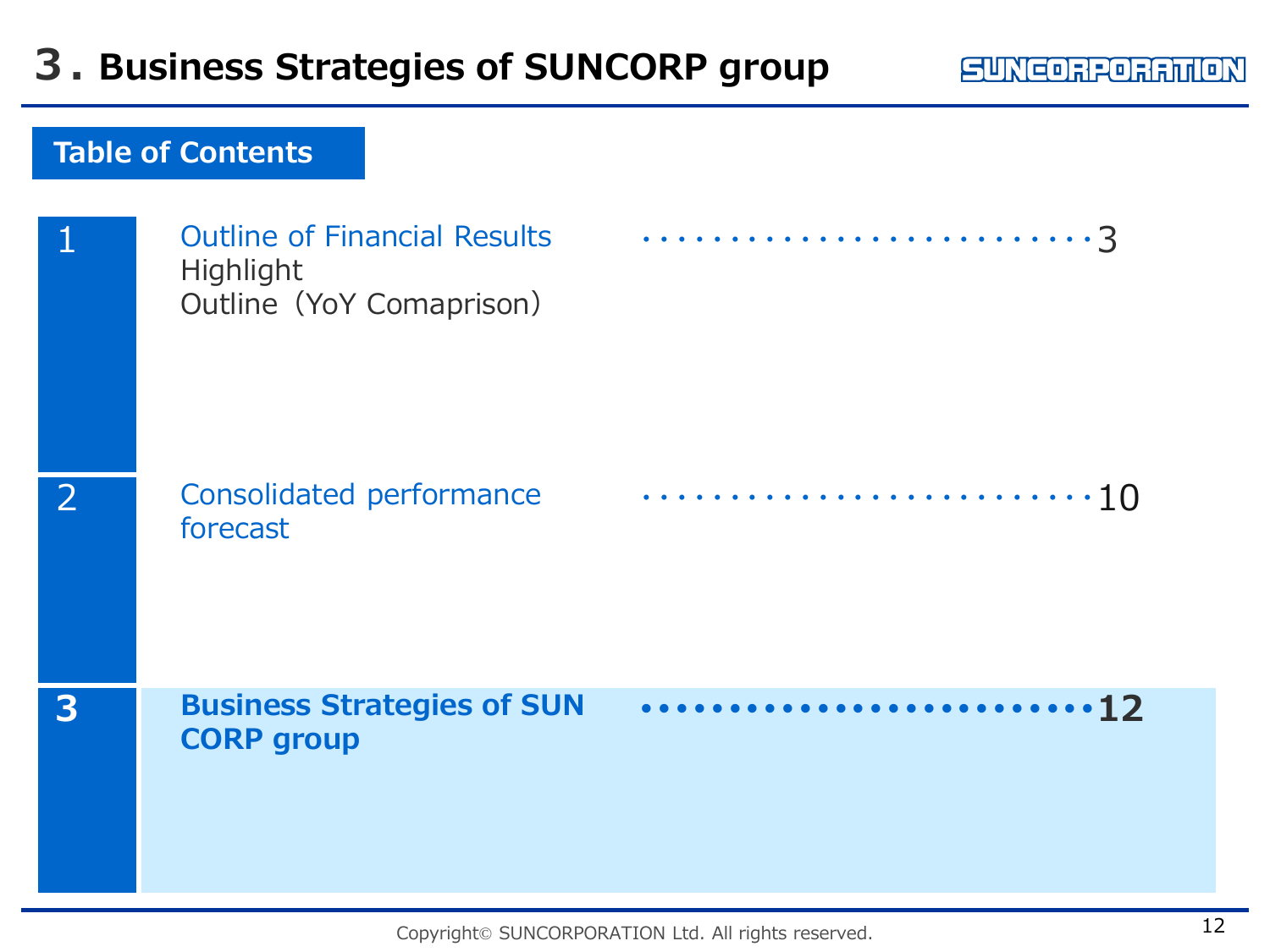# 3. Business Strategies of SUNCORP group

## Table of Contents

| No. | Section | Page |
|---|---|---|
| 1 | Outline of Financial Results<br>Highlight<br>Outline（YoY Comaprison） | 3 |
| 2 | Consolidated performance forecast | 10 |
| **3** | **Business Strategies of SUN CORP group** | **12** |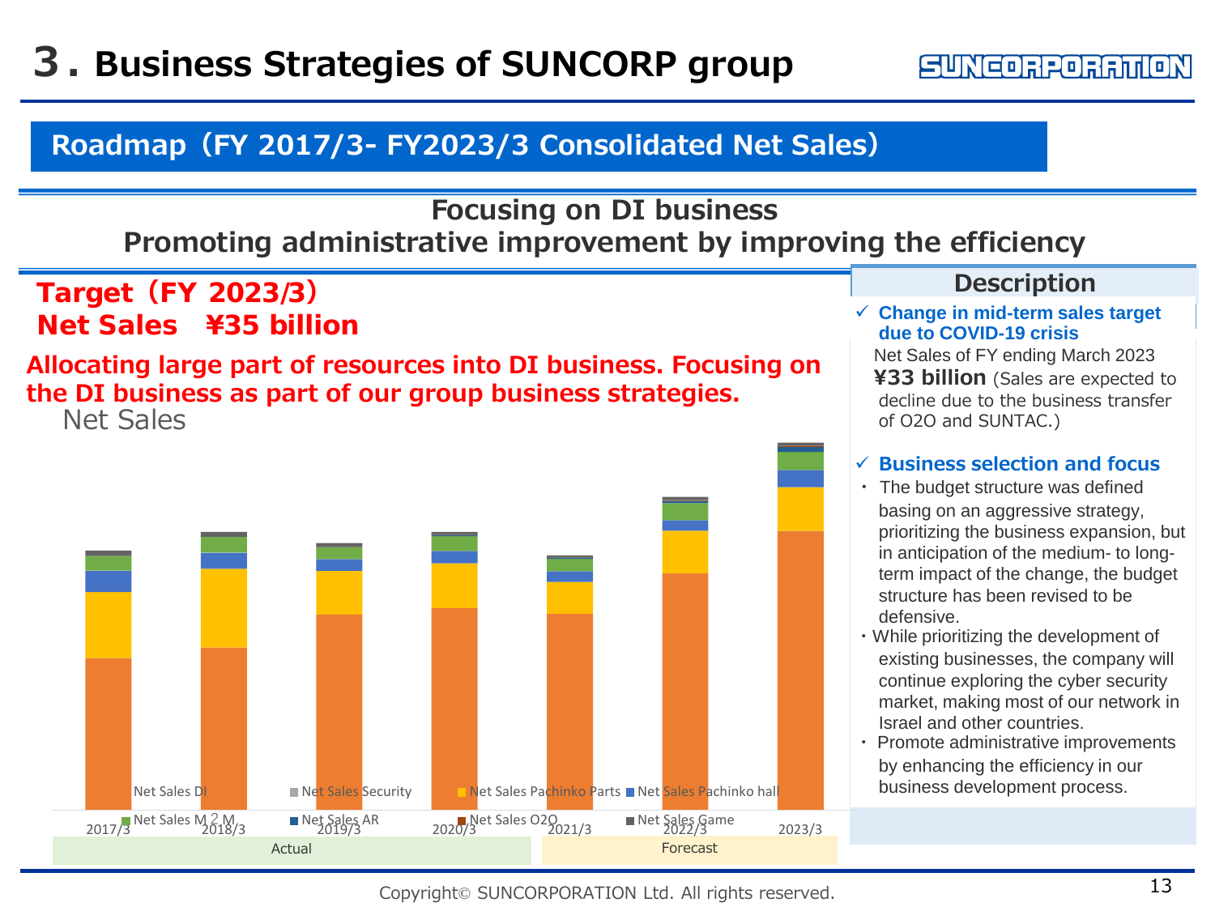# 3. Business Strategies of SUNCORP group

## Roadmap（FY 2017/3- FY2023/3 Consolidated Net Sales）

**Focusing on DI business**
**Promoting administrative improvement by improving the efficiency**

**Target（FY 2023/3）**
**Net Sales ¥35 billion**

**Allocating large part of resources into DI business. Focusing on the DI business as part of our group business strategies.**

Net Sales

Legend: Net Sales DI, Net Sales Security, Net Sales Pachinko Parts, Net Sales Pachinko hall, Net Sales M２M, Net Sales AR, Net Sales O2O, Net Sales Game

2017/3, 2018/3, 2019/3, 2020/3 — Actual; 2021/3, 2022/3, 2023/3 — Forecast

### Description

- ✓ **Change in mid-term sales target due to COVID-19 crisis**

  Net Sales of FY ending March 2023 **¥33 billion** (Sales are expected to decline due to the business transfer of O2O and SUNTAC.)

- ✓ **Business selection and focus**
  - The budget structure was defined basing on an aggressive strategy, prioritizing the business expansion, but in anticipation of the medium- to long-term impact of the change, the budget structure has been revised to be defensive.
  - While prioritizing the development of existing businesses, the company will continue exploring the cyber security market, making most of our network in Israel and other countries.
  - Promote administrative improvements by enhancing the efficiency in our business development process.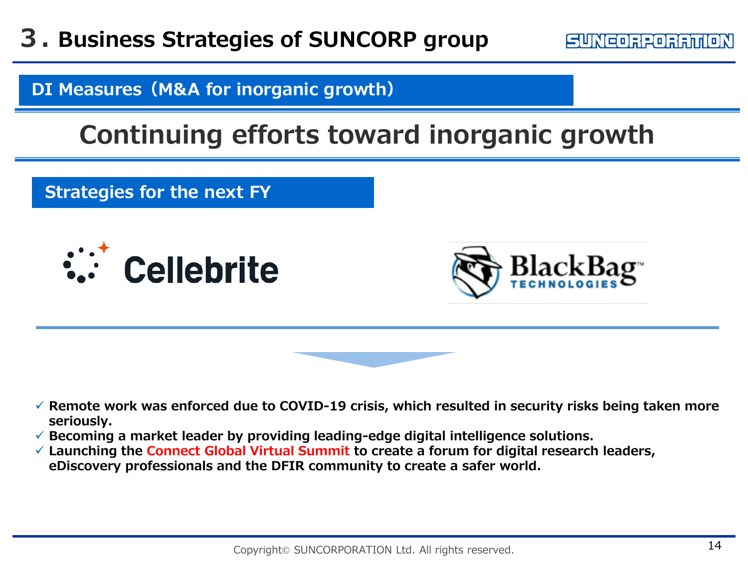# 3. Business Strategies of SUNCORP group

## DI Measures（M&A for inorganic growth）

## Continuing efforts toward inorganic growth

### Strategies for the next FY

Cellebrite

BlackBag TECHNOLOGIES

- ✓ **Remote work was enforced due to COVID-19 crisis, which resulted in security risks being taken more seriously.**
- ✓ **Becoming a market leader by providing leading-edge digital intelligence solutions.**
- ✓ **Launching the Connect Global Virtual Summit to create a forum for digital research leaders, eDiscovery professionals and the DFIR community to create a safer world.**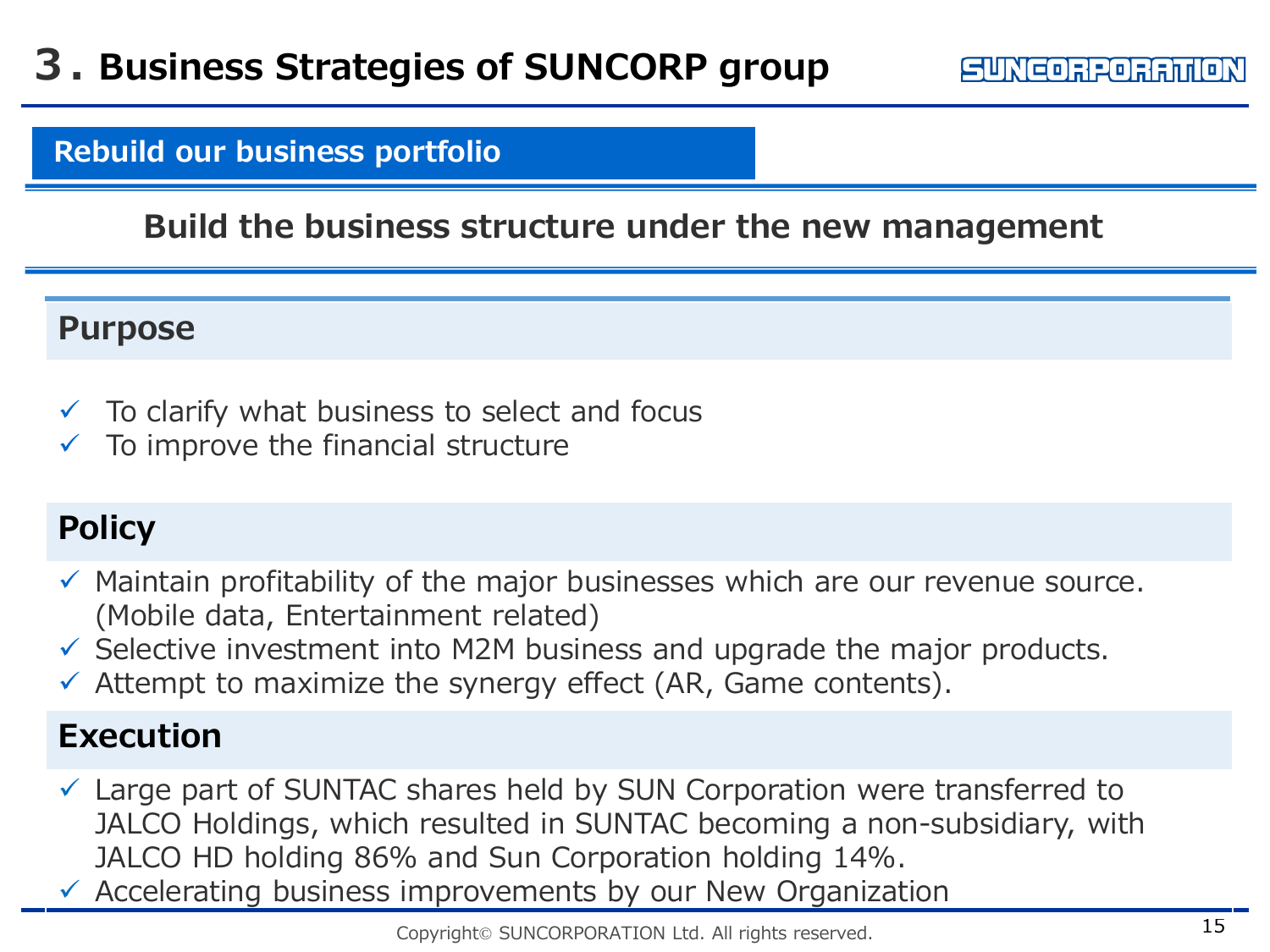# 3. Business Strategies of SUNCORP group

## Rebuild our business portfolio

### Build the business structure under the new management

### Purpose

- ✓ To clarify what business to select and focus
- ✓ To improve the financial structure

### Policy

- ✓ Maintain profitability of the major businesses which are our revenue source. (Mobile data, Entertainment related)
- ✓ Selective investment into M2M business and upgrade the major products.
- ✓ Attempt to maximize the synergy effect (AR, Game contents).

### Execution

- ✓ Large part of SUNTAC shares held by SUN Corporation were transferred to JALCO Holdings, which resulted in SUNTAC becoming a non-subsidiary, with JALCO HD holding 86% and Sun Corporation holding 14%.
- ✓ Accelerating business improvements by our New Organization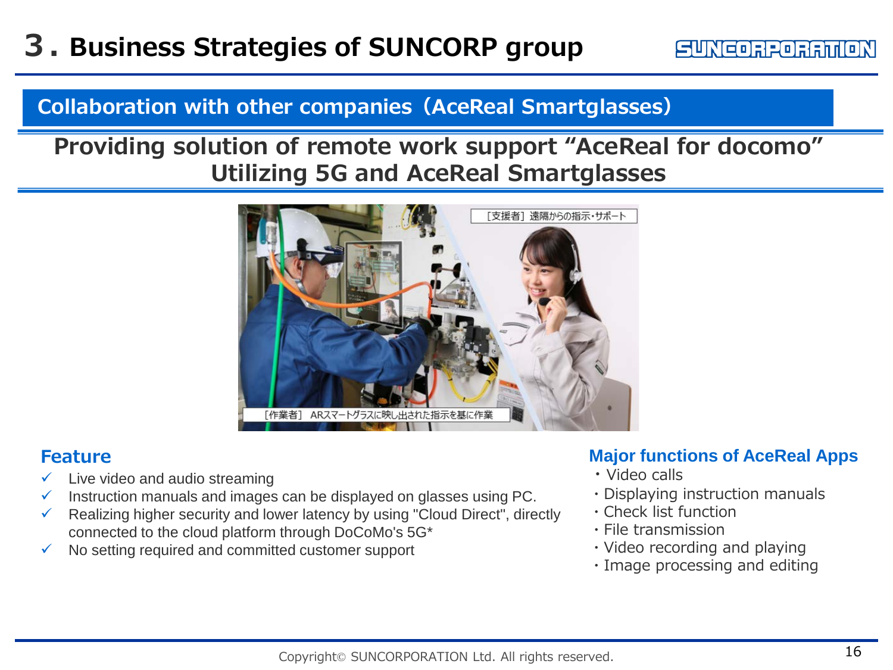# 3. Business Strategies of SUNCORP group

## Collaboration with other companies（AceReal Smartglasses）

## Providing solution of remote work support “AceReal for docomo” Utilizing 5G and AceReal Smartglasses

［支援者］遠隔からの指示・サポート

［作業者］ ARスマートグラスに映し出された指示を基に作業

### Feature

- ✓ Live video and audio streaming
- ✓ Instruction manuals and images can be displayed on glasses using PC.
- ✓ Realizing higher security and lower latency by using "Cloud Direct", directly connected to the cloud platform through DoCoMo's 5G*
- ✓ No setting required and committed customer support

### Major functions of AceReal Apps

- ・Video calls
- ・Displaying instruction manuals
- ・Check list function
- ・File transmission
- ・Video recording and playing
- ・Image processing and editing

Copyright© SUNCORPORATION Ltd. All rights reserved.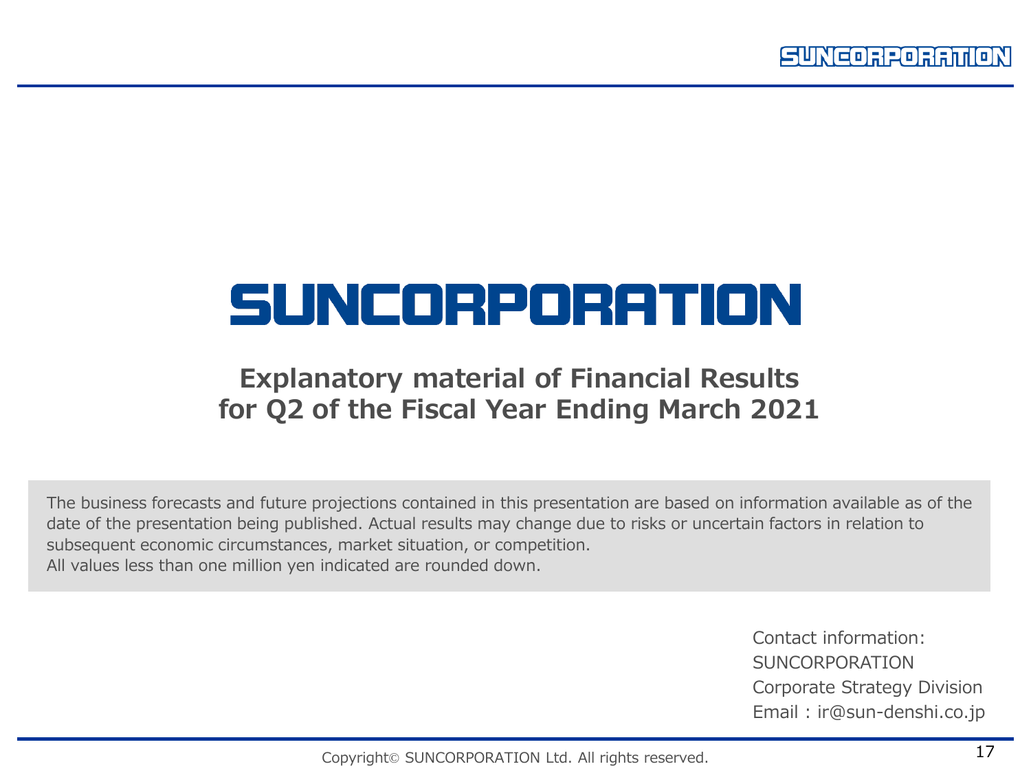# SUNCORPORATION

## Explanatory material of Financial Results for Q2 of the Fiscal Year Ending March 2021

The business forecasts and future projections contained in this presentation are based on information available as of the date of the presentation being published. Actual results may change due to risks or uncertain factors in relation to subsequent economic circumstances, market situation, or competition.
All values less than one million yen indicated are rounded down.

Contact information:
SUNCORPORATION
Corporate Strategy Division
Email : ir@sun-denshi.co.jp